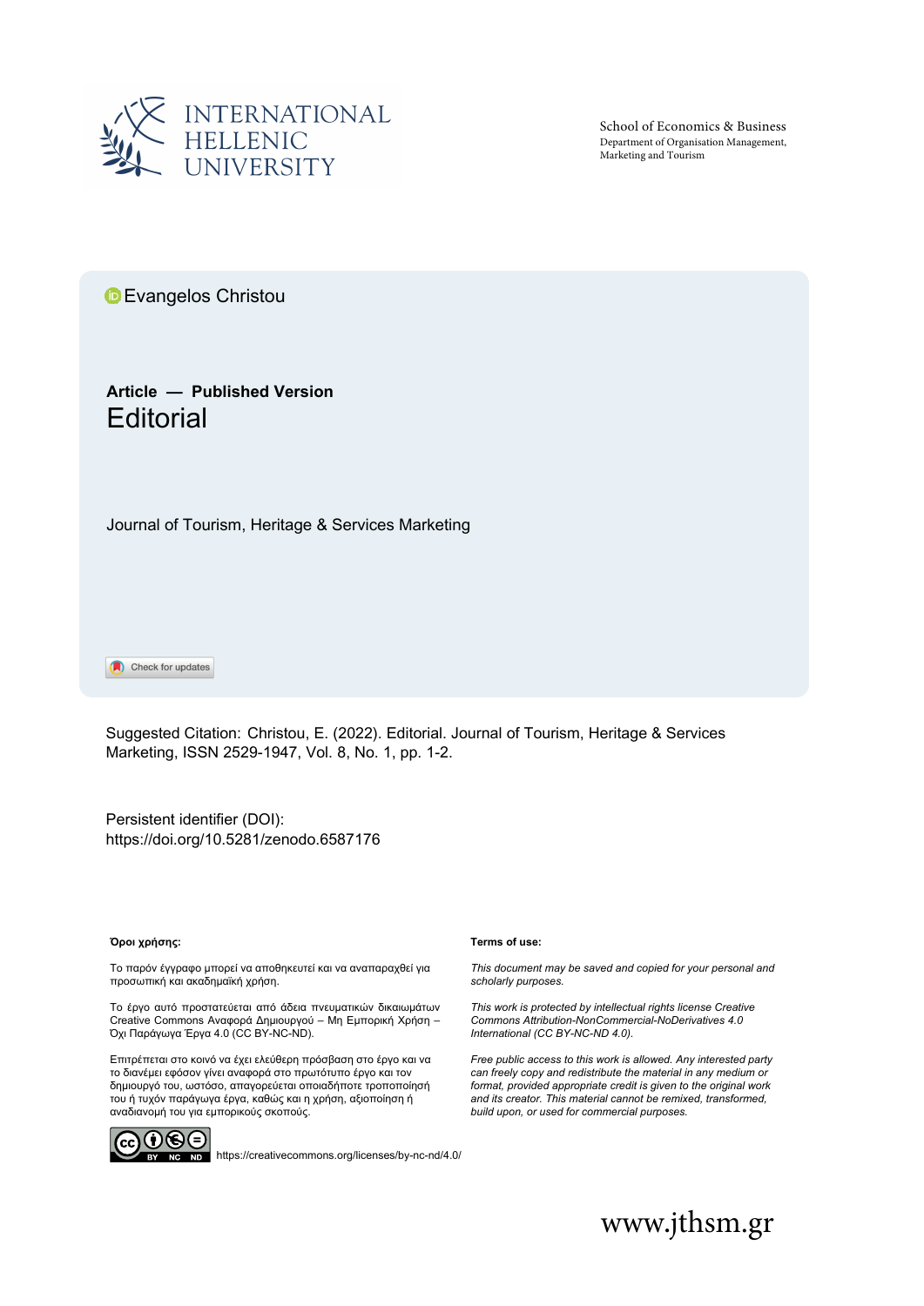INTERNATIONAL HELLENIC UNIVERSITY

School of Economics & Business
Department of Organisation Management, Marketing and Tourism

Evangelos Christou

**Article — Published Version**

# Editorial

Journal of Tourism, Heritage & Services Marketing

Check for updates

Suggested Citation: Christou, E. (2022). Editorial. Journal of Tourism, Heritage & Services Marketing, ISSN 2529-1947, Vol. 8, No. 1, pp. 1-2.

Persistent identifier (DOI):
https://doi.org/10.5281/zenodo.6587176

**Όροι χρήσης:**

Το παρόν έγγραφο μπορεί να αποθηκευτεί και να αναπαραχθεί για προσωπική και ακαδημαϊκή χρήση.

Το έργο αυτό προστατεύεται από άδεια πνευματικών δικαιωμάτων Creative Commons Αναφορά Δημιουργού – Μη Εμπορική Χρήση – Όχι Παράγωγα Έργα 4.0 (CC BY-NC-ND).

Επιτρέπεται στο κοινό να έχει ελεύθερη πρόσβαση στο έργο και να το διανέμει εφόσον γίνει αναφορά στο πρωτότυπο έργο και τον δημιουργό του, ωστόσο, απαγορεύεται οποιαδήποτε τροποποίησή του ή τυχόν παράγωγα έργα, καθώς και η χρήση, αξιοποίηση ή αναδιανομή του για εμπορικούς σκοπούς.

**Terms of use:**

*This document may be saved and copied for your personal and scholarly purposes.*

*This work is protected by intellectual rights license Creative Commons Attribution-NonCommercial-NoDerivatives 4.0 International (CC BY-NC-ND 4.0).*

*Free public access to this work is allowed. Any interested party can freely copy and redistribute the material in any medium or format, provided appropriate credit is given to the original work and its creator. This material cannot be remixed, transformed, build upon, or used for commercial purposes.*

https://creativecommons.org/licenses/by-nc-nd/4.0/

www.jthsm.gr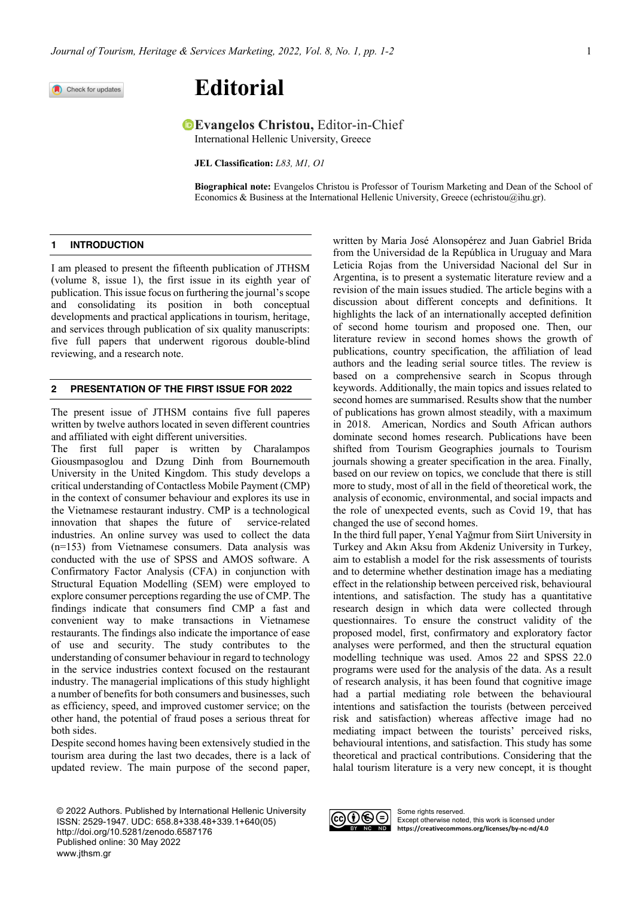# Editorial

**Evangelos Christou,** Editor-in-Chief
International Hellenic University, Greece

**JEL Classification:** *L83, M1, O1*

**Biographical note:** Evangelos Christou is Professor of Tourism Marketing and Dean of the School of Economics & Business at the International Hellenic University, Greece (echristou@ihu.gr).

## 1 INTRODUCTION

I am pleased to present the fifteenth publication of JTHSM (volume 8, issue 1), the first issue in its eighth year of publication. This issue focus on furthering the journal's scope and consolidating its position in both conceptual developments and practical applications in tourism, heritage, and services through publication of six quality manuscripts: five full papers that underwent rigorous double-blind reviewing, and a research note.

## 2 PRESENTATION OF THE FIRST ISSUE FOR 2022

The present issue of JTHSM contains five full paperes written by twelve authors located in seven different countries and affiliated with eight different universities.

The first full paper is written by Charalampos Giousmpasoglou and Dzung Dinh from Bournemouth University in the United Kingdom. This study develops a critical understanding of Contactless Mobile Payment (CMP) in the context of consumer behaviour and explores its use in the Vietnamese restaurant industry. CMP is a technological innovation that shapes the future of service-related industries. An online survey was used to collect the data (n=153) from Vietnamese consumers. Data analysis was conducted with the use of SPSS and AMOS software. A Confirmatory Factor Analysis (CFA) in conjunction with Structural Equation Modelling (SEM) were employed to explore consumer perceptions regarding the use of CMP. The findings indicate that consumers find CMP a fast and convenient way to make transactions in Vietnamese restaurants. The findings also indicate the importance of ease of use and security. The study contributes to the understanding of consumer behaviour in regard to technology in the service industries context focused on the restaurant industry. The managerial implications of this study highlight a number of benefits for both consumers and businesses, such as efficiency, speed, and improved customer service; on the other hand, the potential of fraud poses a serious threat for both sides.

Despite second homes having been extensively studied in the tourism area during the last two decades, there is a lack of updated review. The main purpose of the second paper, written by Maria José Alonsopérez and Juan Gabriel Brida from the Universidad de la República in Uruguay and Mara Leticia Rojas from the Universidad Nacional del Sur in Argentina, is to present a systematic literature review and a revision of the main issues studied. The article begins with a discussion about different concepts and definitions. It highlights the lack of an internationally accepted definition of second home tourism and proposed one. Then, our literature review in second homes shows the growth of publications, country specification, the affiliation of lead authors and the leading serial source titles. The review is based on a comprehensive search in Scopus through keywords. Additionally, the main topics and issues related to second homes are summarised. Results show that the number of publications has grown almost steadily, with a maximum in 2018. American, Nordics and South African authors dominate second homes research. Publications have been shifted from Tourism Geographies journals to Tourism journals showing a greater specification in the area. Finally, based on our review on topics, we conclude that there is still more to study, most of all in the field of theoretical work, the analysis of economic, environmental, and social impacts and the role of unexpected events, such as Covid 19, that has changed the use of second homes.

In the third full paper, Yenal Yağmur from Siirt University in Turkey and Akın Aksu from Akdeniz University in Turkey, aim to establish a model for the risk assessments of tourists and to determine whether destination image has a mediating effect in the relationship between perceived risk, behavioural intentions, and satisfaction. The study has a quantitative research design in which data were collected through questionnaires. To ensure the construct validity of the proposed model, first, confirmatory and exploratory factor analyses were performed, and then the structural equation modelling technique was used. Amos 22 and SPSS 22.0 programs were used for the analysis of the data. As a result of research analysis, it has been found that cognitive image had a partial mediating role between the behavioural intentions and satisfaction the tourists (between perceived risk and satisfaction) whereas affective image had no mediating impact between the tourists' perceived risks, behavioural intentions, and satisfaction. This study has some theoretical and practical contributions. Considering that the halal tourism literature is a very new concept, it is thought

© 2022 Authors. Published by International Hellenic University
ISSN: 2529-1947. UDC: 658.8+338.48+339.1+640(05)
http://doi.org/10.5281/zenodo.6587176
Published online: 30 May 2022
www.jthsm.gr

Some rights reserved.
Except otherwise noted, this work is licensed under https://creativecommons.org/licenses/by-nc-nd/4.0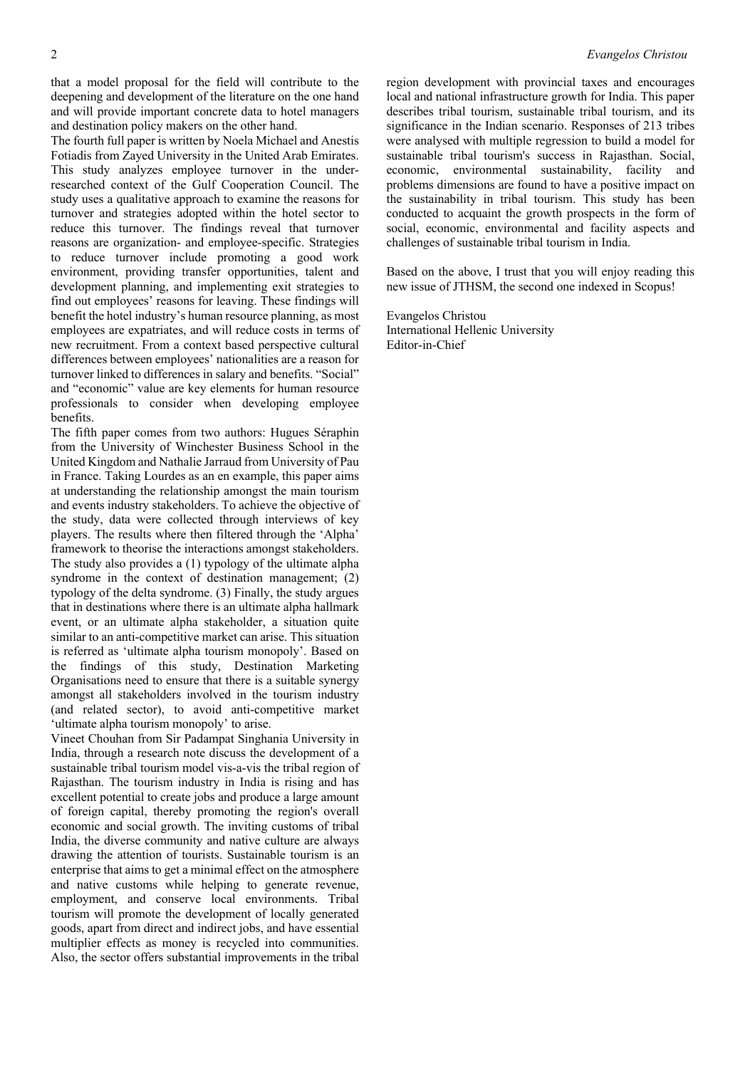that a model proposal for the field will contribute to the deepening and development of the literature on the one hand and will provide important concrete data to hotel managers and destination policy makers on the other hand.

The fourth full paper is written by Noela Michael and Anestis Fotiadis from Zayed University in the United Arab Emirates. This study analyzes employee turnover in the under-researched context of the Gulf Cooperation Council. The study uses a qualitative approach to examine the reasons for turnover and strategies adopted within the hotel sector to reduce this turnover. The findings reveal that turnover reasons are organization- and employee-specific. Strategies to reduce turnover include promoting a good work environment, providing transfer opportunities, talent and development planning, and implementing exit strategies to find out employees' reasons for leaving. These findings will benefit the hotel industry's human resource planning, as most employees are expatriates, and will reduce costs in terms of new recruitment. From a context based perspective cultural differences between employees' nationalities are a reason for turnover linked to differences in salary and benefits. "Social" and "economic" value are key elements for human resource professionals to consider when developing employee benefits.

The fifth paper comes from two authors: Hugues Séraphin from the University of Winchester Business School in the United Kingdom and Nathalie Jarraud from University of Pau in France. Taking Lourdes as an en example, this paper aims at understanding the relationship amongst the main tourism and events industry stakeholders. To achieve the objective of the study, data were collected through interviews of key players. The results where then filtered through the 'Alpha' framework to theorise the interactions amongst stakeholders. The study also provides a (1) typology of the ultimate alpha syndrome in the context of destination management; (2) typology of the delta syndrome. (3) Finally, the study argues that in destinations where there is an ultimate alpha hallmark event, or an ultimate alpha stakeholder, a situation quite similar to an anti-competitive market can arise. This situation is referred as 'ultimate alpha tourism monopoly'. Based on the findings of this study, Destination Marketing Organisations need to ensure that there is a suitable synergy amongst all stakeholders involved in the tourism industry (and related sector), to avoid anti-competitive market 'ultimate alpha tourism monopoly' to arise.

Vineet Chouhan from Sir Padampat Singhania University in India, through a research note discuss the development of a sustainable tribal tourism model vis-a-vis the tribal region of Rajasthan. The tourism industry in India is rising and has excellent potential to create jobs and produce a large amount of foreign capital, thereby promoting the region's overall economic and social growth. The inviting customs of tribal India, the diverse community and native culture are always drawing the attention of tourists. Sustainable tourism is an enterprise that aims to get a minimal effect on the atmosphere and native customs while helping to generate revenue, employment, and conserve local environments. Tribal tourism will promote the development of locally generated goods, apart from direct and indirect jobs, and have essential multiplier effects as money is recycled into communities. Also, the sector offers substantial improvements in the tribal region development with provincial taxes and encourages local and national infrastructure growth for India. This paper describes tribal tourism, sustainable tribal tourism, and its significance in the Indian scenario. Responses of 213 tribes were analysed with multiple regression to build a model for sustainable tribal tourism's success in Rajasthan. Social, economic, environmental sustainability, facility and problems dimensions are found to have a positive impact on the sustainability in tribal tourism. This study has been conducted to acquaint the growth prospects in the form of social, economic, environmental and facility aspects and challenges of sustainable tribal tourism in India.

Based on the above, I trust that you will enjoy reading this new issue of JTHSM, the second one indexed in Scopus!

Evangelos Christou  
International Hellenic University  
Editor-in-Chief